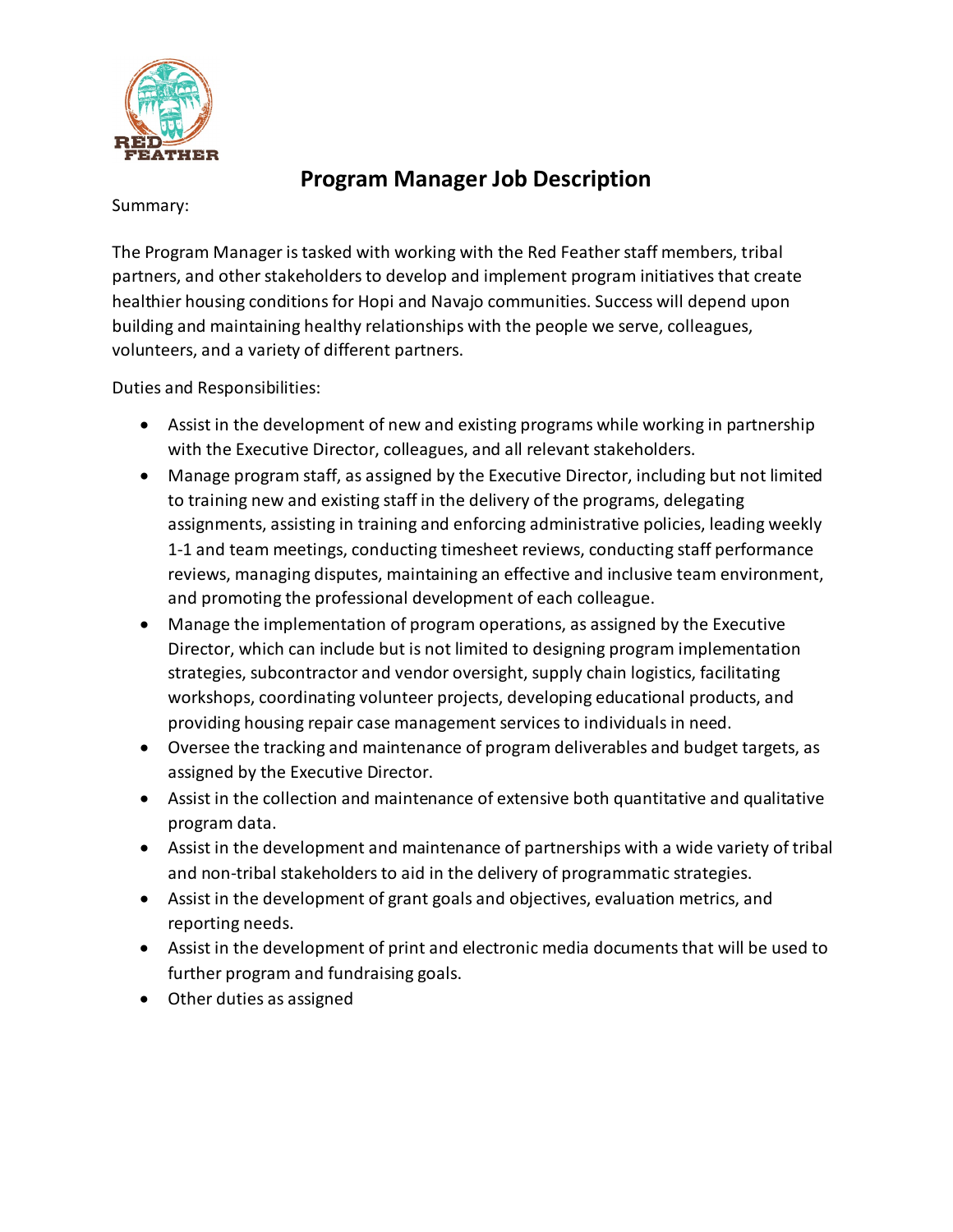# Program Manager Job Description

Summary:

The Program Manager is tasked with working with the Red Feather staff members, tribal partners, and other stakeholders to develop and implement program initiatives that create healthier housing conditions for Hopi and Navajo communities. Success will depend upon building and maintaining healthy relationships with the people we serve, colleagues, volunteers, and a variety of different partners.

Duties and Responsibilities:

- Assist in the development of new and existing programs while working in partnership with the Executive Director, colleagues, and all relevant stakeholders.
- Manage program staff, as assigned by the Executive Director, including but not limited to training new and existing staff in the delivery of the programs, delegating assignments, assisting in training and enforcing administrative policies, leading weekly 1-1 and team meetings, conducting timesheet reviews, conducting staff performance reviews, managing disputes, maintaining an effective and inclusive team environment, and promoting the professional development of each colleague.
- Manage the implementation of program operations, as assigned by the Executive Director, which can include but is not limited to designing program implementation strategies, subcontractor and vendor oversight, supply chain logistics, facilitating workshops, coordinating volunteer projects, developing educational products, and providing housing repair case management services to individuals in need.
- Oversee the tracking and maintenance of program deliverables and budget targets, as assigned by the Executive Director.
- Assist in the collection and maintenance of extensive both quantitative and qualitative program data.
- Assist in the development and maintenance of partnerships with a wide variety of tribal and non-tribal stakeholders to aid in the delivery of programmatic strategies.
- Assist in the development of grant goals and objectives, evaluation metrics, and reporting needs.
- Assist in the development of print and electronic media documents that will be used to further program and fundraising goals.
- Other duties as assigned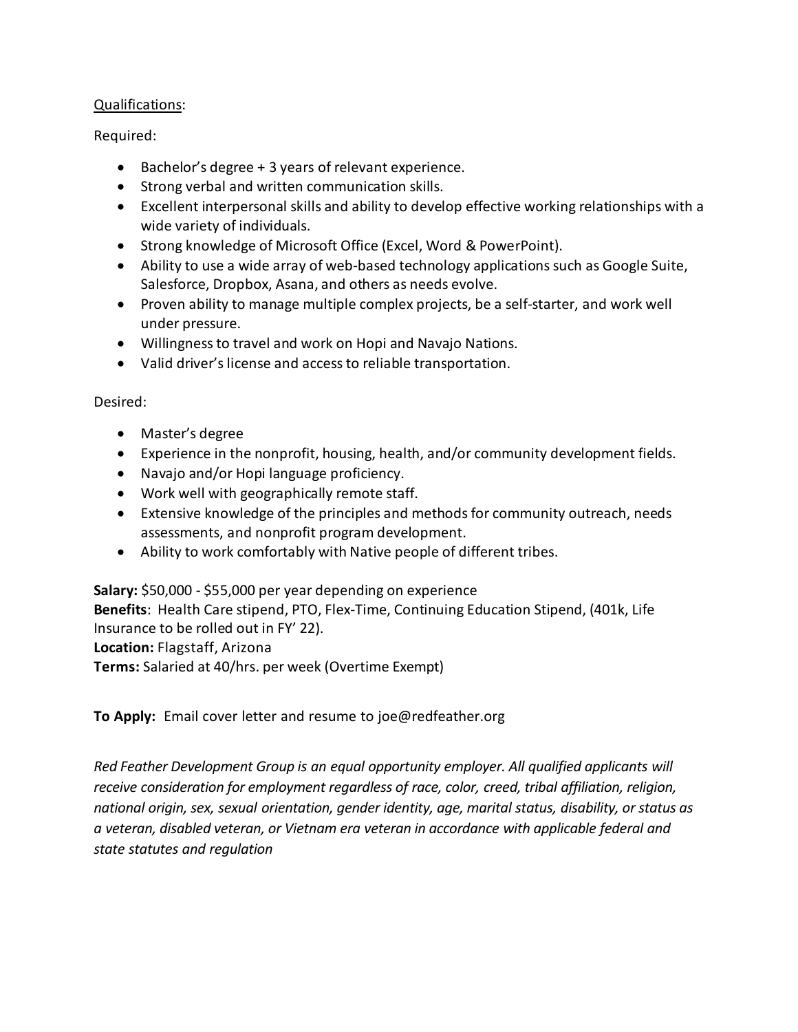<u>Qualifications</u>:

Required:

- Bachelor's degree + 3 years of relevant experience.
- Strong verbal and written communication skills.
- Excellent interpersonal skills and ability to develop effective working relationships with a wide variety of individuals.
- Strong knowledge of Microsoft Office (Excel, Word & PowerPoint).
- Ability to use a wide array of web-based technology applications such as Google Suite, Salesforce, Dropbox, Asana, and others as needs evolve.
- Proven ability to manage multiple complex projects, be a self-starter, and work well under pressure.
- Willingness to travel and work on Hopi and Navajo Nations.
- Valid driver's license and access to reliable transportation.

Desired:

- Master's degree
- Experience in the nonprofit, housing, health, and/or community development fields.
- Navajo and/or Hopi language proficiency.
- Work well with geographically remote staff.
- Extensive knowledge of the principles and methods for community outreach, needs assessments, and nonprofit program development.
- Ability to work comfortably with Native people of different tribes.

**Salary:** $50,000 - $55,000 per year depending on experience
**Benefits**: Health Care stipend, PTO, Flex-Time, Continuing Education Stipend, (401k, Life Insurance to be rolled out in FY' 22).
**Location:** Flagstaff, Arizona
**Terms:** Salaried at 40/hrs. per week (Overtime Exempt)

**To Apply:** Email cover letter and resume to joe@redfeather.org

*Red Feather Development Group is an equal opportunity employer. All qualified applicants will receive consideration for employment regardless of race, color, creed, tribal affiliation, religion, national origin, sex, sexual orientation, gender identity, age, marital status, disability, or status as a veteran, disabled veteran, or Vietnam era veteran in accordance with applicable federal and state statutes and regulation*